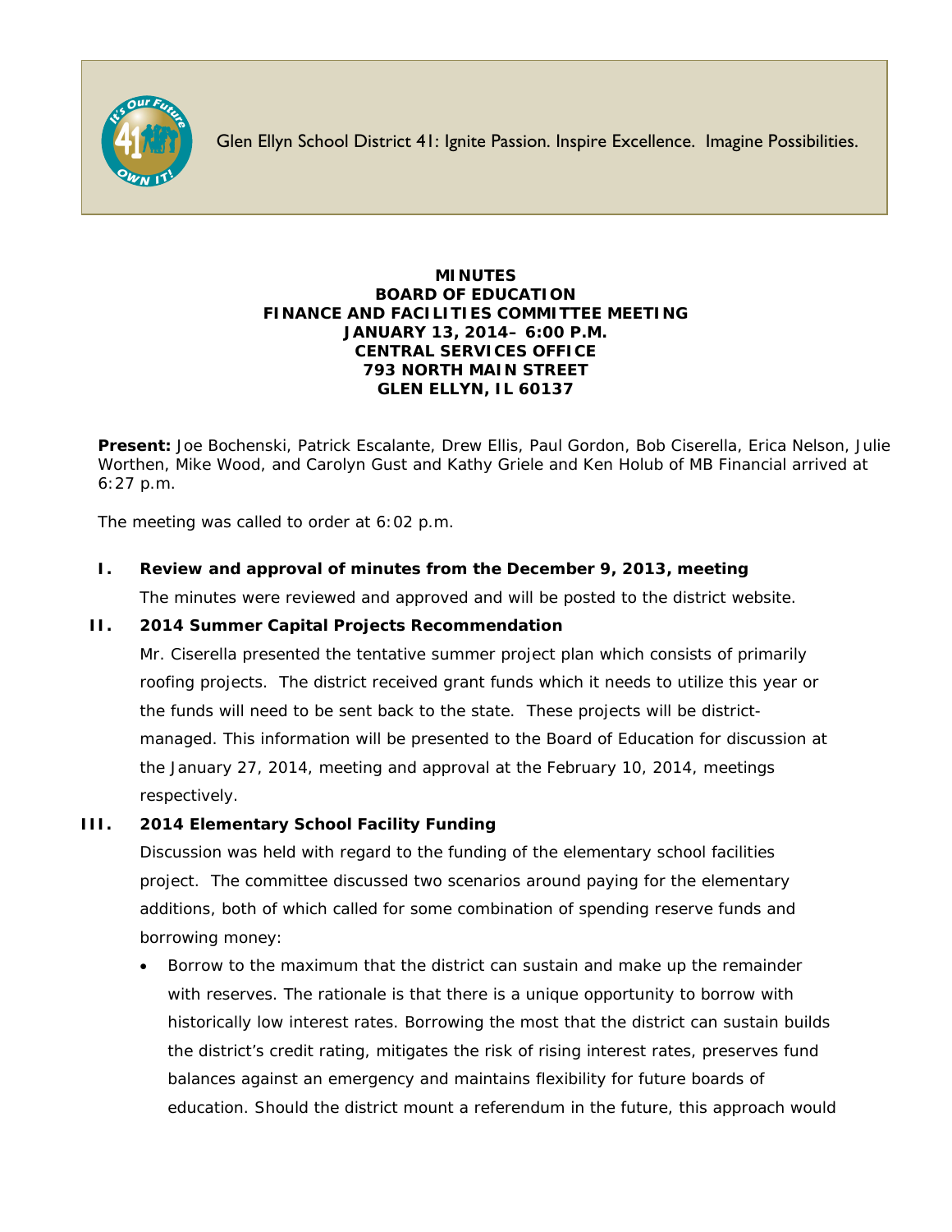Glen Ellyn School District 41: Ignite Passion. Inspire Excellence. Imagine Possibilities.

**MINUTES**
**BOARD OF EDUCATION**
**FINANCE AND FACILITIES COMMITTEE MEETING**
**JANUARY 13, 2014– 6:00 P.M.**
**CENTRAL SERVICES OFFICE**
**793 NORTH MAIN STREET**
**GLEN ELLYN, IL 60137**

**Present:** Joe Bochenski, Patrick Escalante, Drew Ellis, Paul Gordon, Bob Ciserella, Erica Nelson, Julie Worthen, Mike Wood, and Carolyn Gust and Kathy Griele and Ken Holub of MB Financial arrived at 6:27 p.m.

The meeting was called to order at 6:02 p.m.

**I. Review and approval of minutes from the December 9, 2013, meeting**

The minutes were reviewed and approved and will be posted to the district website.

**II. 2014 Summer Capital Projects Recommendation**

Mr. Ciserella presented the tentative summer project plan which consists of primarily roofing projects. The district received grant funds which it needs to utilize this year or the funds will need to be sent back to the state. These projects will be district-managed. This information will be presented to the Board of Education for discussion at the January 27, 2014, meeting and approval at the February 10, 2014, meetings respectively.

**III. 2014 Elementary School Facility Funding**

Discussion was held with regard to the funding of the elementary school facilities project. The committee discussed two scenarios around paying for the elementary additions, both of which called for some combination of spending reserve funds and borrowing money:

- Borrow to the maximum that the district can sustain and make up the remainder with reserves. The rationale is that there is a unique opportunity to borrow with historically low interest rates. Borrowing the most that the district can sustain builds the district's credit rating, mitigates the risk of rising interest rates, preserves fund balances against an emergency and maintains flexibility for future boards of education. Should the district mount a referendum in the future, this approach would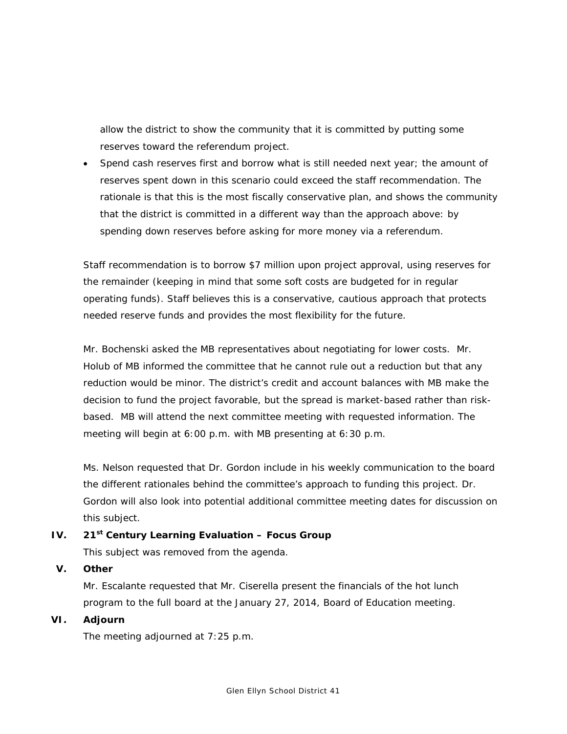allow the district to show the community that it is committed by putting some reserves toward the referendum project.

- Spend cash reserves first and borrow what is still needed next year; the amount of reserves spent down in this scenario could exceed the staff recommendation. The rationale is that this is the most fiscally conservative plan, and shows the community that the district is committed in a different way than the approach above: by spending down reserves before asking for more money via a referendum.

Staff recommendation is to borrow $7 million upon project approval, using reserves for the remainder (keeping in mind that some soft costs are budgeted for in regular operating funds). Staff believes this is a conservative, cautious approach that protects needed reserve funds and provides the most flexibility for the future.

Mr. Bochenski asked the MB representatives about negotiating for lower costs. Mr. Holub of MB informed the committee that he cannot rule out a reduction but that any reduction would be minor. The district's credit and account balances with MB make the decision to fund the project favorable, but the spread is market-based rather than risk-based. MB will attend the next committee meeting with requested information. The meeting will begin at 6:00 p.m. with MB presenting at 6:30 p.m.

Ms. Nelson requested that Dr. Gordon include in his weekly communication to the board the different rationales behind the committee's approach to funding this project. Dr. Gordon will also look into potential additional committee meeting dates for discussion on this subject.

**IV. 21st Century Learning Evaluation – Focus Group**

This subject was removed from the agenda.

**V. Other**

Mr. Escalante requested that Mr. Ciserella present the financials of the hot lunch program to the full board at the January 27, 2014, Board of Education meeting.

**VI. Adjourn**

The meeting adjourned at 7:25 p.m.